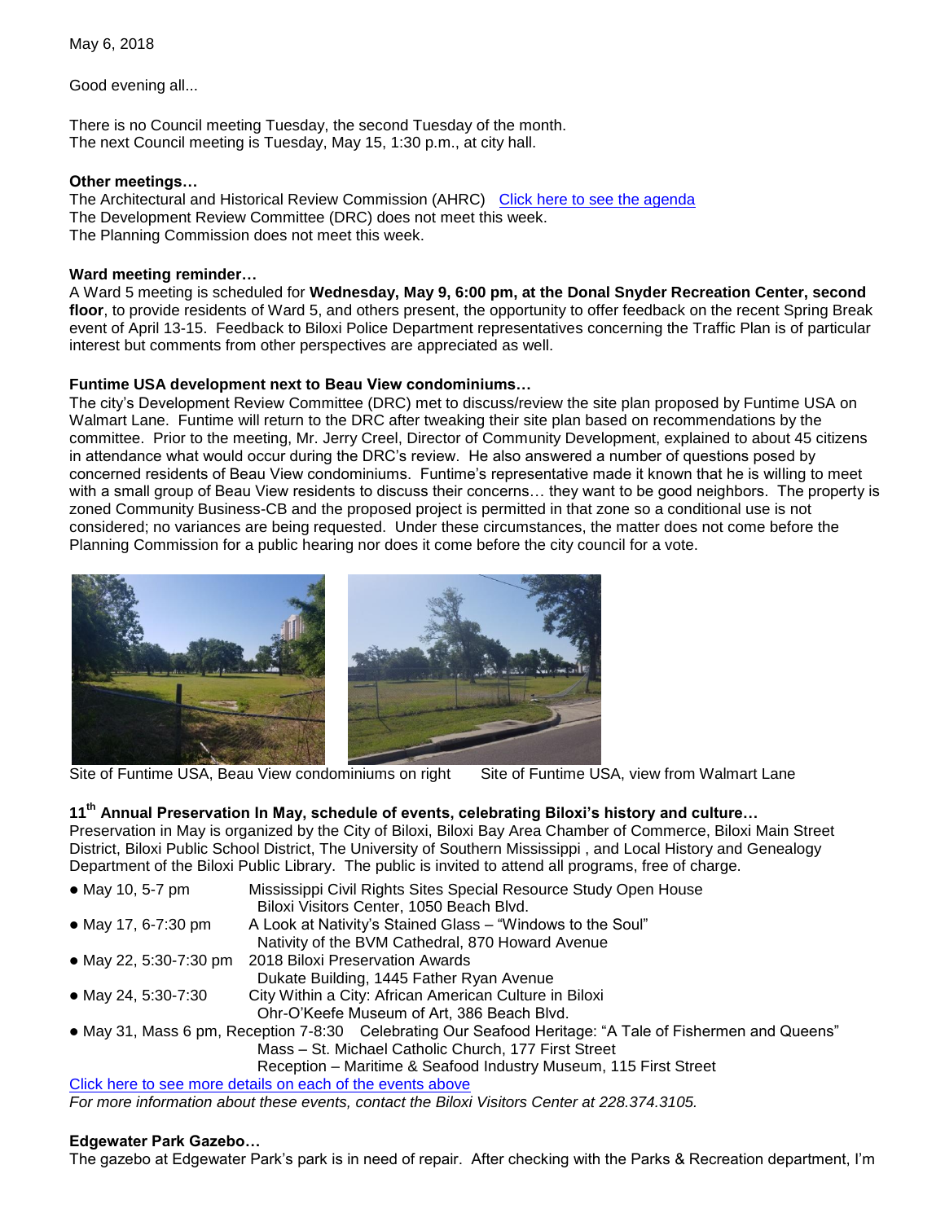May 6, 2018

Good evening all...

There is no Council meeting Tuesday, the second Tuesday of the month.
The next Council meeting is Tuesday, May 15, 1:30 p.m., at city hall.

**Other meetings…**
The Architectural and Historical Review Commission (AHRC) Click here to see the agenda
The Development Review Committee (DRC) does not meet this week.
The Planning Commission does not meet this week.

**Ward meeting reminder…**
A Ward 5 meeting is scheduled for **Wednesday, May 9, 6:00 pm, at the Donal Snyder Recreation Center, second floor**, to provide residents of Ward 5, and others present, the opportunity to offer feedback on the recent Spring Break event of April 13-15. Feedback to Biloxi Police Department representatives concerning the Traffic Plan is of particular interest but comments from other perspectives are appreciated as well.

**Funtime USA development next to Beau View condominiums…**
The city's Development Review Committee (DRC) met to discuss/review the site plan proposed by Funtime USA on Walmart Lane. Funtime will return to the DRC after tweaking their site plan based on recommendations by the committee. Prior to the meeting, Mr. Jerry Creel, Director of Community Development, explained to about 45 citizens in attendance what would occur during the DRC's review. He also answered a number of questions posed by concerned residents of Beau View condominiums. Funtime's representative made it known that he is willing to meet with a small group of Beau View residents to discuss their concerns… they want to be good neighbors. The property is zoned Community Business-CB and the proposed project is permitted in that zone so a conditional use is not considered; no variances are being requested. Under these circumstances, the matter does not come before the Planning Commission for a public hearing nor does it come before the city council for a vote.

Site of Funtime USA, Beau View condominiums on right    Site of Funtime USA, view from Walmart Lane

**11th Annual Preservation In May, schedule of events, celebrating Biloxi's history and culture…**
Preservation in May is organized by the City of Biloxi, Biloxi Bay Area Chamber of Commerce, Biloxi Main Street District, Biloxi Public School District, The University of Southern Mississippi , and Local History and Genealogy Department of the Biloxi Public Library. The public is invited to attend all programs, free of charge.

- May 10, 5-7 pm — Mississippi Civil Rights Sites Special Resource Study Open House
  Biloxi Visitors Center, 1050 Beach Blvd.
- May 17, 6-7:30 pm — A Look at Nativity's Stained Glass – "Windows to the Soul"
  Nativity of the BVM Cathedral, 870 Howard Avenue
- May 22, 5:30-7:30 pm — 2018 Biloxi Preservation Awards
  Dukate Building, 1445 Father Ryan Avenue
- May 24, 5:30-7:30 — City Within a City: African American Culture in Biloxi
  Ohr-O'Keefe Museum of Art, 386 Beach Blvd.
- May 31, Mass 6 pm, Reception 7-8:30 — Celebrating Our Seafood Heritage: "A Tale of Fishermen and Queens"
  Mass – St. Michael Catholic Church, 177 First Street
  Reception – Maritime & Seafood Industry Museum, 115 First Street

Click here to see more details on each of the events above
*For more information about these events, contact the Biloxi Visitors Center at 228.374.3105.*

**Edgewater Park Gazebo…**
The gazebo at Edgewater Park's park is in need of repair. After checking with the Parks & Recreation department, I'm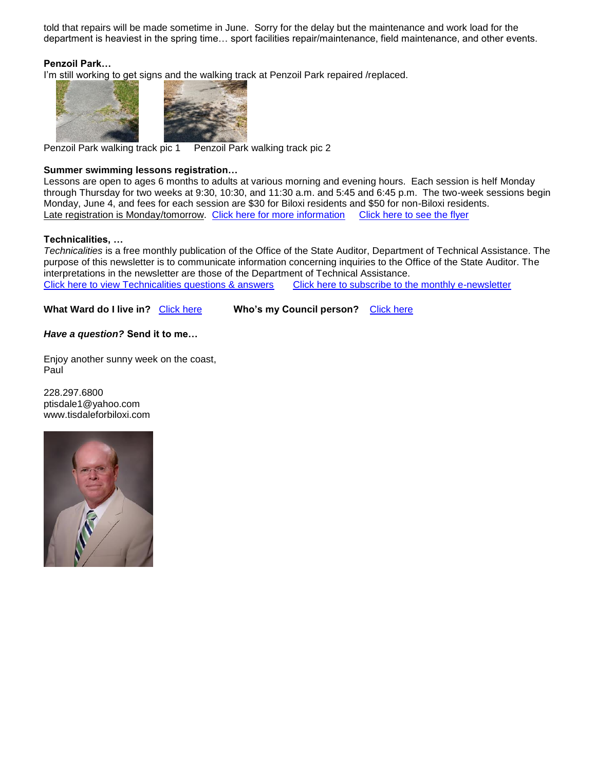told that repairs will be made sometime in June. Sorry for the delay but the maintenance and work load for the department is heaviest in the spring time… sport facilities repair/maintenance, field maintenance, and other events.

**Penzoil Park…**

I'm still working to get signs and the walking track at Penzoil Park repaired /replaced.

Penzoil Park walking track pic 1     Penzoil Park walking track pic 2

**Summer swimming lessons registration…**

Lessons are open to ages 6 months to adults at various morning and evening hours. Each session is helf Monday through Thursday for two weeks at 9:30, 10:30, and 11:30 a.m. and 5:45 and 6:45 p.m. The two-week sessions begin Monday, June 4, and fees for each session are $30 for Biloxi residents and $50 for non-Biloxi residents.
Late registration is Monday/tomorrow. Click here for more information     Click here to see the flyer

**Technicalities, …**

*Technicalities* is a free monthly publication of the Office of the State Auditor, Department of Technical Assistance. The purpose of this newsletter is to communicate information concerning inquiries to the Office of the State Auditor. The interpretations in the newsletter are those of the Department of Technical Assistance.
Click here to view Technicalities questions & answers     Click here to subscribe to the monthly e-newsletter

**What Ward do I live in?** Click here     **Who's my Council person?** Click here

***Have a question?* Send it to me…**

Enjoy another sunny week on the coast,
Paul

228.297.6800
ptisdale1@yahoo.com
www.tisdaleforbiloxi.com